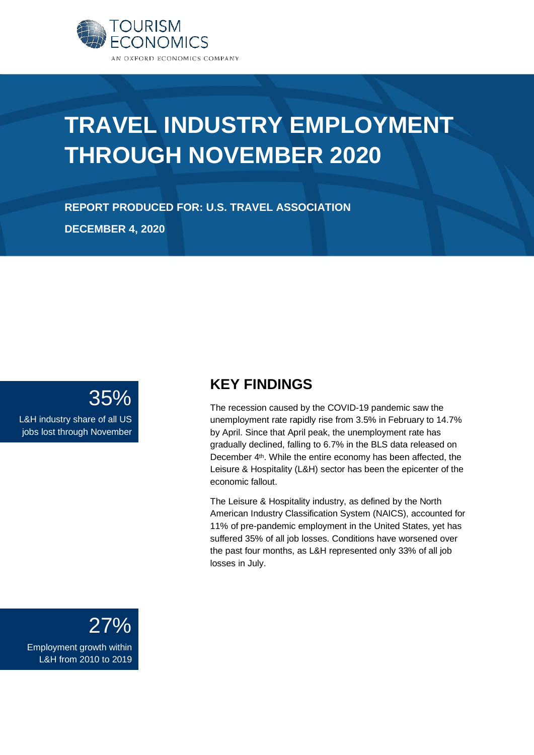TOURISM ECONOMICS

AN OXFORD ECONOMICS COMPANY

# TRAVEL INDUSTRY EMPLOYMENT THROUGH NOVEMBER 2020

**REPORT PRODUCED FOR: U.S. TRAVEL ASSOCIATION**

**DECEMBER 4, 2020**

35%

L&H industry share of all US jobs lost through November

27%

Employment growth within L&H from 2010 to 2019

## KEY FINDINGS

The recession caused by the COVID-19 pandemic saw the unemployment rate rapidly rise from 3.5% in February to 14.7% by April. Since that April peak, the unemployment rate has gradually declined, falling to 6.7% in the BLS data released on December 4th. While the entire economy has been affected, the Leisure & Hospitality (L&H) sector has been the epicenter of the economic fallout.

The Leisure & Hospitality industry, as defined by the North American Industry Classification System (NAICS), accounted for 11% of pre-pandemic employment in the United States, yet has suffered 35% of all job losses. Conditions have worsened over the past four months, as L&H represented only 33% of all job losses in July.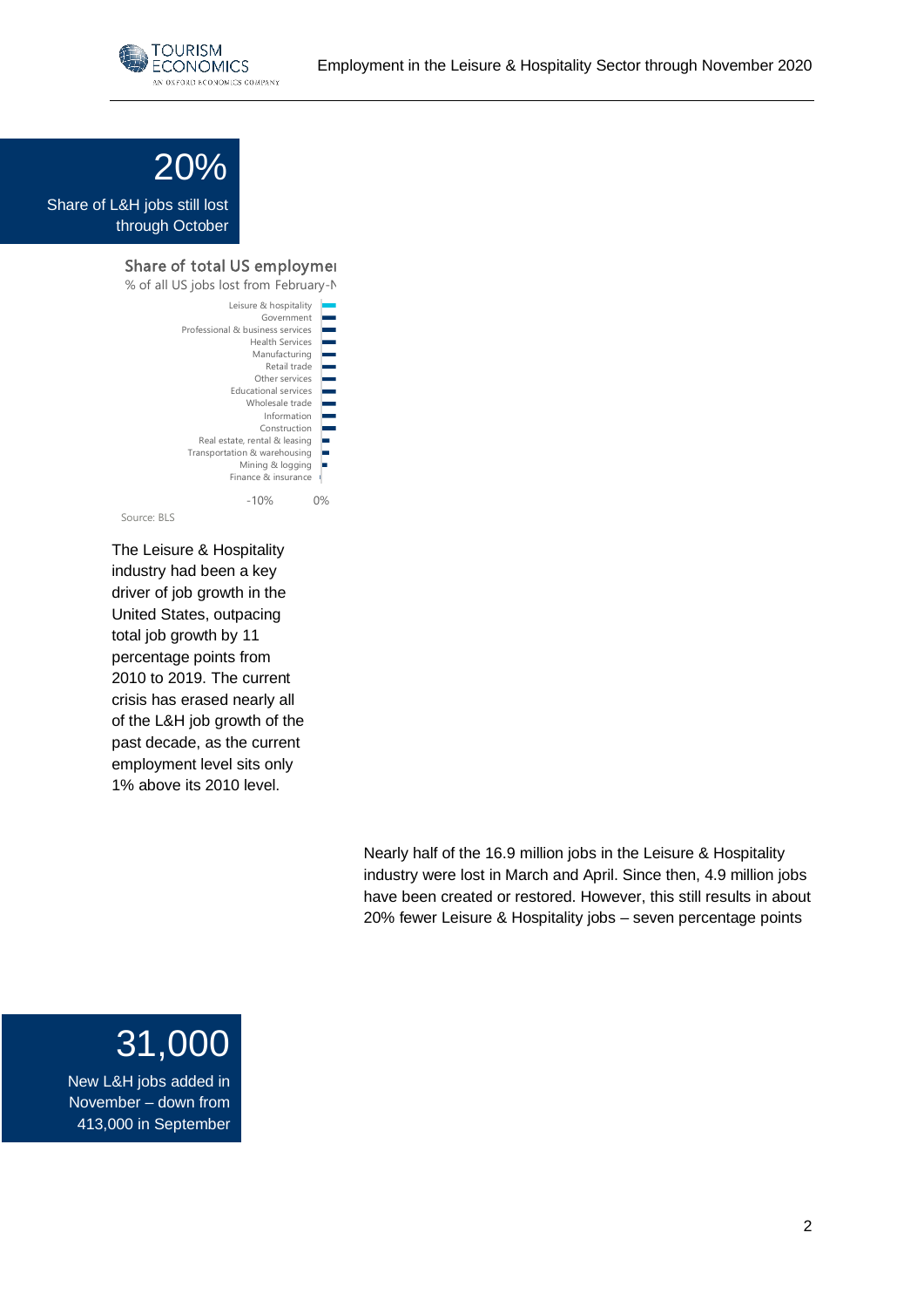**20%**

Share of L&H jobs still lost through October

Share of total US employmei

% of all US jobs lost from February-N

Leisure & hospitality
Government
Professional & business services
Health Services
Manufacturing
Retail trade
Other services
Educational services
Wholesale trade
Information
Construction
Real estate, rental & leasing
Transportation & warehousing
Mining & logging
Finance & insurance

-10% 0%

Source: BLS

The Leisure & Hospitality industry had been a key driver of job growth in the United States, outpacing total job growth by 11 percentage points from 2010 to 2019. The current crisis has erased nearly all of the L&H job growth of the past decade, as the current employment level sits only 1% above its 2010 level.

Nearly half of the 16.9 million jobs in the Leisure & Hospitality industry were lost in March and April. Since then, 4.9 million jobs have been created or restored. However, this still results in about 20% fewer Leisure & Hospitality jobs – seven percentage points

**31,000**

New L&H jobs added in November – down from 413,000 in September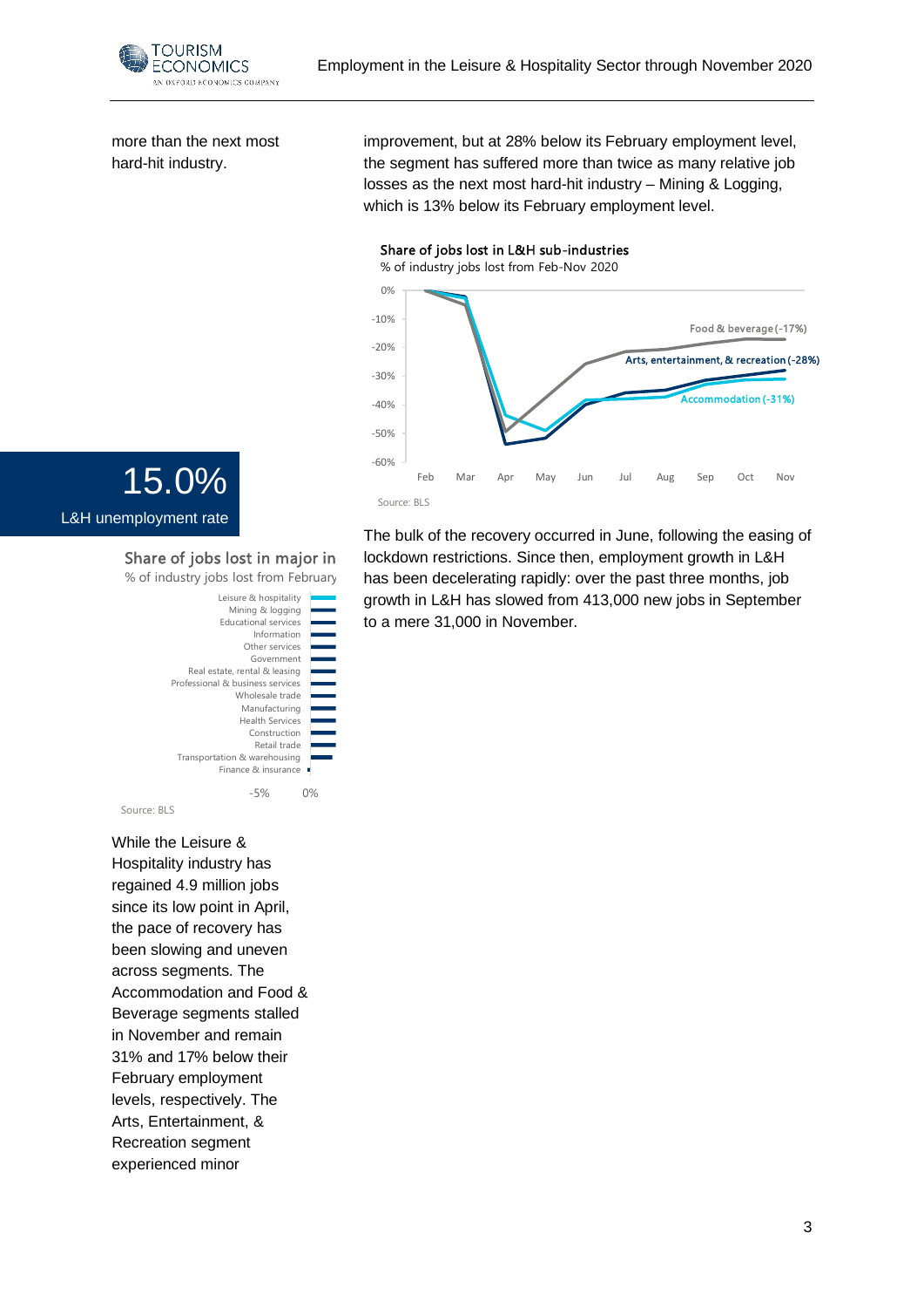more than the next most hard-hit industry.

improvement, but at 28% below its February employment level, the segment has suffered more than twice as many relative job losses as the next most hard-hit industry – Mining & Logging, which is 13% below its February employment level.

**Share of jobs lost in L&H sub-industries**
% of industry jobs lost from Feb-Nov 2020

Food & beverage (-17%)
Arts, entertainment, & recreation (-28%)
Accommodation (-31%)

Source: BLS

**15.0%**
L&H unemployment rate

**Share of jobs lost in major in**
% of industry jobs lost from February

Leisure & hospitality
Mining & logging
Educational services
Information
Other services
Government
Real estate, rental & leasing
Professional & business services
Wholesale trade
Manufacturing
Health Services
Construction
Retail trade
Transportation & warehousing
Finance & insurance

Source: BLS

The bulk of the recovery occurred in June, following the easing of lockdown restrictions. Since then, employment growth in L&H has been decelerating rapidly: over the past three months, job growth in L&H has slowed from 413,000 new jobs in September to a mere 31,000 in November.

While the Leisure & Hospitality industry has regained 4.9 million jobs since its low point in April, the pace of recovery has been slowing and uneven across segments. The Accommodation and Food & Beverage segments stalled in November and remain 31% and 17% below their February employment levels, respectively. The Arts, Entertainment, & Recreation segment experienced minor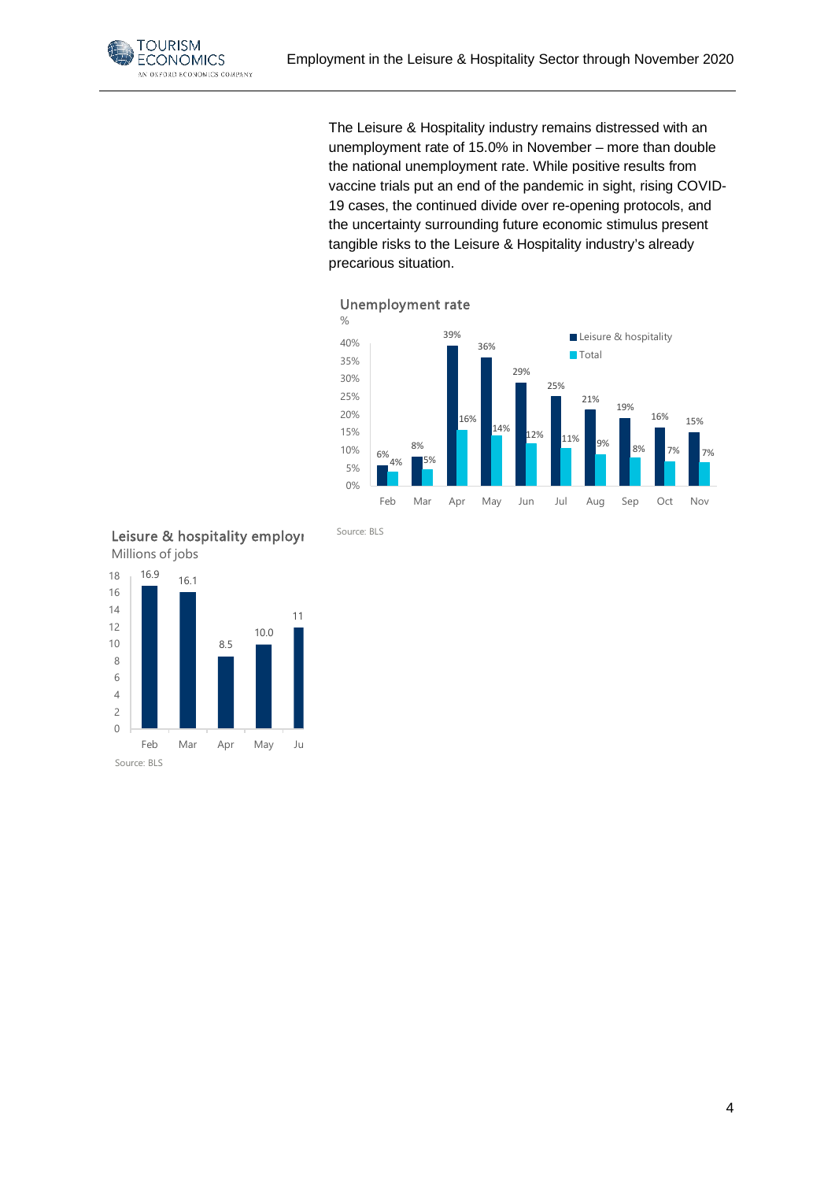The Leisure & Hospitality industry remains distressed with an unemployment rate of 15.0% in November – more than double the national unemployment rate. While positive results from vaccine trials put an end of the pandemic in sight, rising COVID-19 cases, the continued divide over re-opening protocols, and the uncertainty surrounding future economic stimulus present tangible risks to the Leisure & Hospitality industry's already precarious situation.

**Unemployment rate**

%

| | Feb | Mar | Apr | May | Jun | Jul | Aug | Sep | Oct | Nov |
|---|---|---|---|---|---|---|---|---|---|---|
| Leisure & hospitality | 6% | 8% | 39% | 36% | 29% | 25% | 21% | 19% | 16% | 15% |
| Total | 4% | 5% | 16% | 14% | 12% | 11% | 9% | 8% | 7% | 7% |

Source: BLS

**Leisure & hospitality employ**

Millions of jobs

| Feb | Mar | Apr | May | Ju |
|---|---|---|---|---|
| 16.9 | 16.1 | 8.5 | 10.0 | 11 |

Source: BLS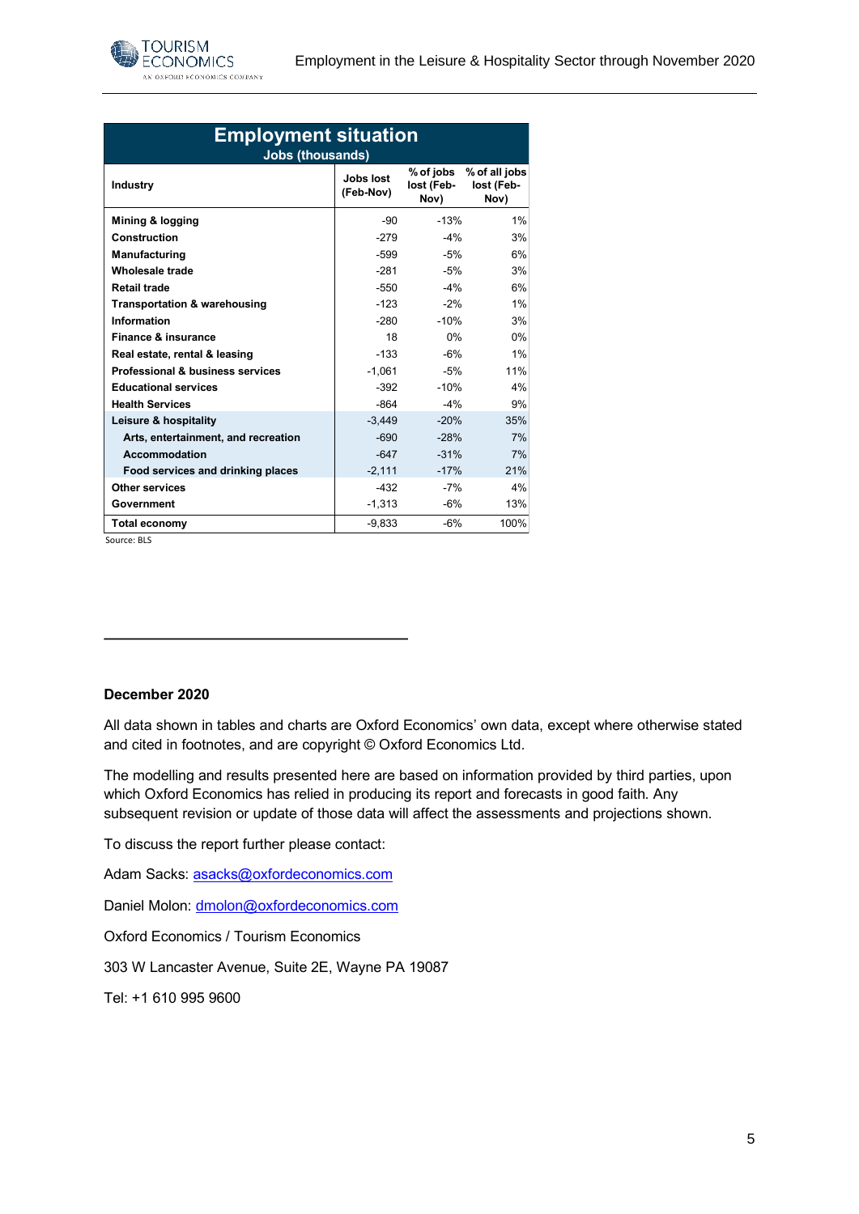| Employment situation<br>Jobs (thousands) | | | |
|---|---|---|---|
| **Industry** | **Jobs lost (Feb-Nov)** | **% of jobs lost (Feb-Nov)** | **% of all jobs lost (Feb-Nov)** |
| **Mining & logging** | -90 | -13% | 1% |
| **Construction** | -279 | -4% | 3% |
| **Manufacturing** | -599 | -5% | 6% |
| **Wholesale trade** | -281 | -5% | 3% |
| **Retail trade** | -550 | -4% | 6% |
| **Transportation & warehousing** | -123 | -2% | 1% |
| **Information** | -280 | -10% | 3% |
| **Finance & insurance** | 18 | 0% | 0% |
| **Real estate, rental & leasing** | -133 | -6% | 1% |
| **Professional & business services** | -1,061 | -5% | 11% |
| **Educational services** | -392 | -10% | 4% |
| **Health Services** | -864 | -4% | 9% |
| **Leisure & hospitality** | -3,449 | -20% | 35% |
| **Arts, entertainment, and recreation** | -690 | -28% | 7% |
| **Accommodation** | -647 | -31% | 7% |
| **Food services and drinking places** | -2,111 | -17% | 21% |
| **Other services** | -432 | -7% | 4% |
| **Government** | -1,313 | -6% | 13% |
| **Total economy** | -9,833 | -6% | 100% |

Source: BLS

---

**December 2020**

All data shown in tables and charts are Oxford Economics' own data, except where otherwise stated and cited in footnotes, and are copyright © Oxford Economics Ltd.

The modelling and results presented here are based on information provided by third parties, upon which Oxford Economics has relied in producing its report and forecasts in good faith. Any subsequent revision or update of those data will affect the assessments and projections shown.

To discuss the report further please contact:

Adam Sacks: asacks@oxfordeconomics.com

Daniel Molon: dmolon@oxfordeconomics.com

Oxford Economics / Tourism Economics

303 W Lancaster Avenue, Suite 2E, Wayne PA 19087

Tel: +1 610 995 9600